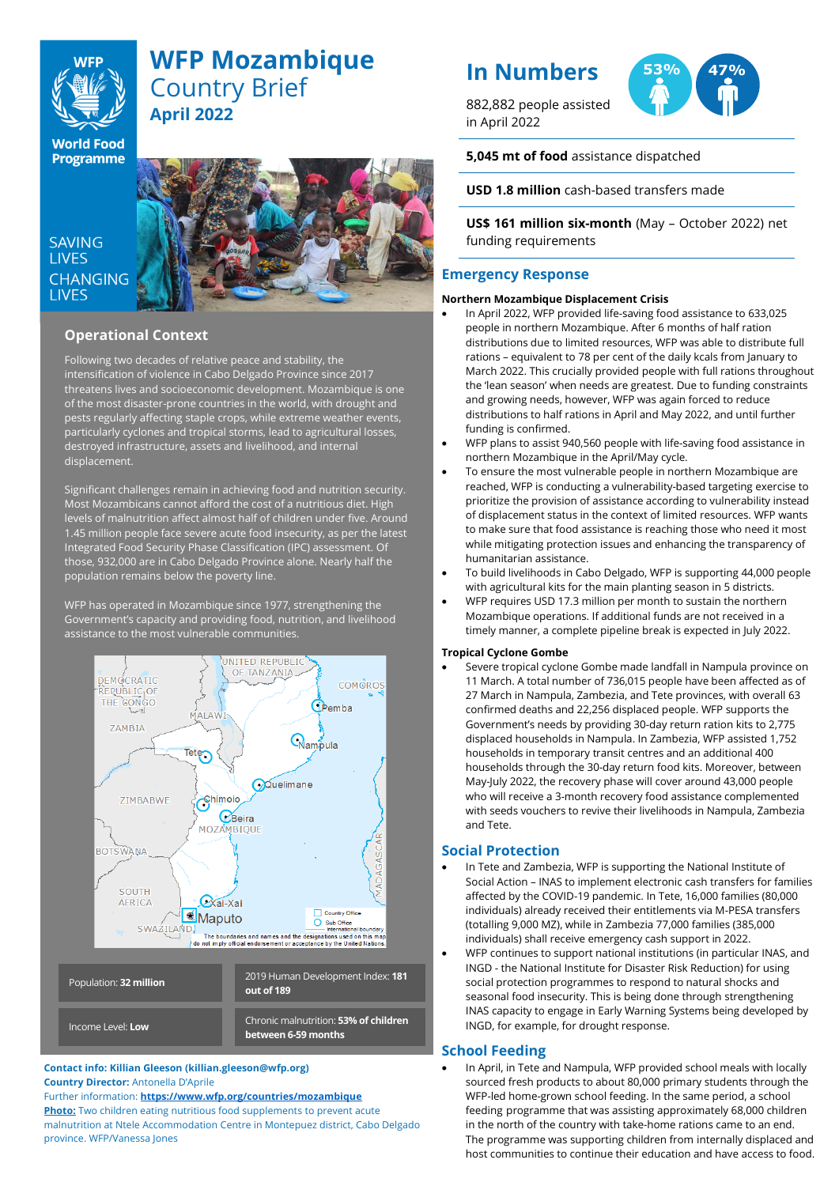# WFP Mozambique Country Brief
**April 2022**

SAVING LIVES
CHANGING LIVES

## Operational Context

Following two decades of relative peace and stability, the intensification of violence in Cabo Delgado Province since 2017 threatens lives and socioeconomic development. Mozambique is one of the most disaster-prone countries in the world, with drought and pests regularly affecting staple crops, while extreme weather events, particularly cyclones and tropical storms, lead to agricultural losses, destroyed infrastructure, assets and livelihood, and internal displacement.

Significant challenges remain in achieving food and nutrition security. Most Mozambicans cannot afford the cost of a nutritious diet. High levels of malnutrition affect almost half of children under five. Around 1.45 million people face severe acute food insecurity, as per the latest Integrated Food Security Phase Classification (IPC) assessment. Of those, 932,000 are in Cabo Delgado Province alone. Nearly half the population remains below the poverty line.

WFP has operated in Mozambique since 1977, strengthening the Government's capacity and providing food, nutrition, and livelihood assistance to the most vulnerable communities.

| | |
|---|---|
| Population: **32 million** | 2019 Human Development Index: **181 out of 189** |
| Income Level: **Low** | Chronic malnutrition: **53% of children between 6-59 months** |

**Contact info: Killian Gleeson (killian.gleeson@wfp.org)**
**Country Director:** Antonella D'Aprile
Further information: **https://www.wfp.org/countries/mozambique**
**Photo:** Two children eating nutritious food supplements to prevent acute malnutrition at Ntele Accommodation Centre in Montepuez district, Cabo Delgado province. WFP/Vanessa Jones

## In Numbers

882,882 people assisted in April 2022

53% 47%

**5,045 mt of food** assistance dispatched

**USD 1.8 million** cash-based transfers made

**US$ 161 million six-month** (May – October 2022) net funding requirements

## Emergency Response

### Northern Mozambique Displacement Crisis

- In April 2022, WFP provided life-saving food assistance to 633,025 people in northern Mozambique. After 6 months of half ration distributions due to limited resources, WFP was able to distribute full rations – equivalent to 78 per cent of the daily kcals from January to March 2022. This crucially provided people with full rations throughout the 'lean season' when needs are greatest. Due to funding constraints and growing needs, however, WFP was again forced to reduce distributions to half rations in April and May 2022, and until further funding is confirmed.
- WFP plans to assist 940,560 people with life-saving food assistance in northern Mozambique in the April/May cycle.
- To ensure the most vulnerable people in northern Mozambique are reached, WFP is conducting a vulnerability-based targeting exercise to prioritize the provision of assistance according to vulnerability instead of displacement status in the context of limited resources. WFP wants to make sure that food assistance is reaching those who need it most while mitigating protection issues and enhancing the transparency of humanitarian assistance.
- To build livelihoods in Cabo Delgado, WFP is supporting 44,000 people with agricultural kits for the main planting season in 5 districts.
- WFP requires USD 17.3 million per month to sustain the northern Mozambique operations. If additional funds are not received in a timely manner, a complete pipeline break is expected in July 2022.

### Tropical Cyclone Gombe

- Severe tropical cyclone Gombe made landfall in Nampula province on 11 March. A total number of 736,015 people have been affected as of 27 March in Nampula, Zambezia, and Tete provinces, with overall 63 confirmed deaths and 22,256 displaced people. WFP supports the Government's needs by providing 30-day return ration kits to 2,775 displaced households in Nampula. In Zambezia, WFP assisted 1,752 households in temporary transit centres and an additional 400 households through the 30-day return food kits. Moreover, between May-July 2022, the recovery phase will cover around 43,000 people who will receive a 3-month recovery food assistance complemented with seeds vouchers to revive their livelihoods in Nampula, Zambezia and Tete.

## Social Protection

- In Tete and Zambezia, WFP is supporting the National Institute of Social Action – INAS to implement electronic cash transfers for families affected by the COVID-19 pandemic. In Tete, 16,000 families (80,000 individuals) already received their entitlements via M-PESA transfers (totalling 9,000 MZ), while in Zambezia 77,000 families (385,000 individuals) shall receive emergency cash support in 2022.
- WFP continues to support national institutions (in particular INAS, and INGD - the National Institute for Disaster Risk Reduction) for using social protection programmes to respond to natural shocks and seasonal food insecurity. This is being done through strengthening INAS capacity to engage in Early Warning Systems being developed by INGD, for example, for drought response.

## School Feeding

- In April, in Tete and Nampula, WFP provided school meals with locally sourced fresh products to about 80,000 primary students through the WFP-led home-grown school feeding. In the same period, a school feeding programme that was assisting approximately 68,000 children in the north of the country with take-home rations came to an end. The programme was supporting children from internally displaced and host communities to continue their education and have access to food.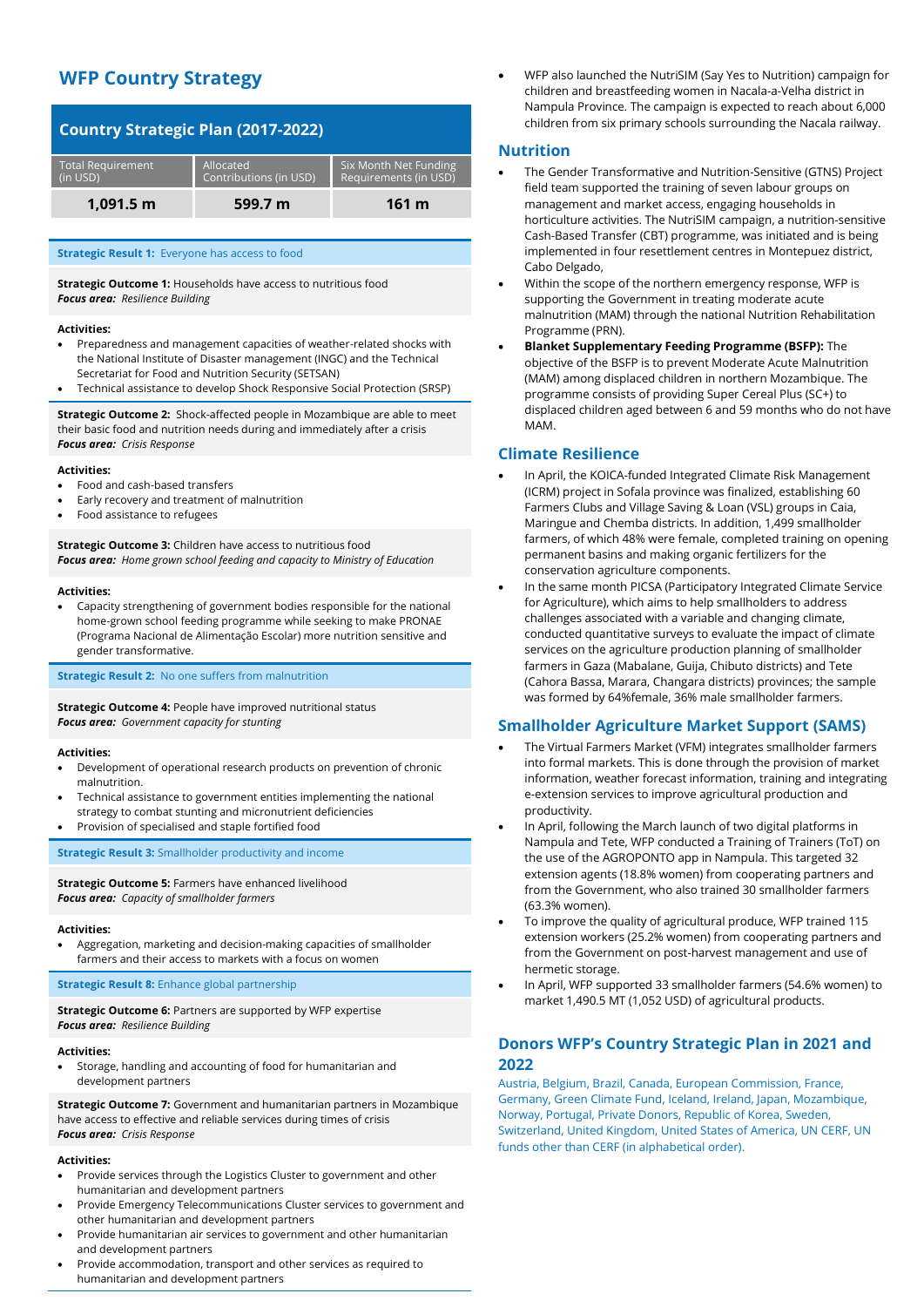## WFP Country Strategy

### Country Strategic Plan (2017-2022)

| Total Requirement (in USD) | Allocated Contributions (in USD) | Six Month Net Funding Requirements (in USD) |
|---|---|---|
| 1,091.5 m | 599.7 m | 161 m |

**Strategic Result 1:** Everyone has access to food

**Strategic Outcome 1:** Households have access to nutritious food
***Focus area:*** *Resilience Building*

**Activities:**

- Preparedness and management capacities of weather-related shocks with the National Institute of Disaster management (INGC) and the Technical Secretariat for Food and Nutrition Security (SETSAN)
- Technical assistance to develop Shock Responsive Social Protection (SRSP)

**Strategic Outcome 2:** Shock-affected people in Mozambique are able to meet their basic food and nutrition needs during and immediately after a crisis
***Focus area:*** *Crisis Response*

**Activities:**

- Food and cash-based transfers
- Early recovery and treatment of malnutrition
- Food assistance to refugees

**Strategic Outcome 3:** Children have access to nutritious food
***Focus area:*** *Home grown school feeding and capacity to Ministry of Education*

**Activities:**

- Capacity strengthening of government bodies responsible for the national home-grown school feeding programme while seeking to make PRONAE (Programa Nacional de Alimentação Escolar) more nutrition sensitive and gender transformative.

**Strategic Result 2:** No one suffers from malnutrition

**Strategic Outcome 4:** People have improved nutritional status
***Focus area:*** *Government capacity for stunting*

**Activities:**

- Development of operational research products on prevention of chronic malnutrition.
- Technical assistance to government entities implementing the national strategy to combat stunting and micronutrient deficiencies
- Provision of specialised and staple fortified food

**Strategic Result 3:** Smallholder productivity and income

**Strategic Outcome 5:** Farmers have enhanced livelihood
***Focus area:*** *Capacity of smallholder farmers*

**Activities:**

- Aggregation, marketing and decision-making capacities of smallholder farmers and their access to markets with a focus on women

**Strategic Result 8:** Enhance global partnership

**Strategic Outcome 6:** Partners are supported by WFP expertise
***Focus area:*** *Resilience Building*

**Activities:**

- Storage, handling and accounting of food for humanitarian and development partners

**Strategic Outcome 7:** Government and humanitarian partners in Mozambique have access to effective and reliable services during times of crisis
***Focus area:*** *Crisis Response*

**Activities:**

- Provide services through the Logistics Cluster to government and other humanitarian and development partners
- Provide Emergency Telecommunications Cluster services to government and other humanitarian and development partners
- Provide humanitarian air services to government and other humanitarian and development partners
- Provide accommodation, transport and other services as required to humanitarian and development partners

- WFP also launched the NutriSIM (Say Yes to Nutrition) campaign for children and breastfeeding women in Nacala-a-Velha district in Nampula Province. The campaign is expected to reach about 6,000 children from six primary schools surrounding the Nacala railway.

## Nutrition

- The Gender Transformative and Nutrition-Sensitive (GTNS) Project field team supported the training of seven labour groups on management and market access, engaging households in horticulture activities. The NutriSIM campaign, a nutrition-sensitive Cash-Based Transfer (CBT) programme, was initiated and is being implemented in four resettlement centres in Montepuez district, Cabo Delgado,
- Within the scope of the northern emergency response, WFP is supporting the Government in treating moderate acute malnutrition (MAM) through the national Nutrition Rehabilitation Programme (PRN).
- **Blanket Supplementary Feeding Programme (BSFP):** The objective of the BSFP is to prevent Moderate Acute Malnutrition (MAM) among displaced children in northern Mozambique. The programme consists of providing Super Cereal Plus (SC+) to displaced children aged between 6 and 59 months who do not have MAM.

## Climate Resilience

- In April, the KOICA-funded Integrated Climate Risk Management (ICRM) project in Sofala province was finalized, establishing 60 Farmers Clubs and Village Saving & Loan (VSL) groups in Caia, Maringue and Chemba districts. In addition, 1,499 smallholder farmers, of which 48% were female, completed training on opening permanent basins and making organic fertilizers for the conservation agriculture components.
- In the same month PICSA (Participatory Integrated Climate Service for Agriculture), which aims to help smallholders to address challenges associated with a variable and changing climate, conducted quantitative surveys to evaluate the impact of climate services on the agriculture production planning of smallholder farmers in Gaza (Mabalane, Guija, Chibuto districts) and Tete (Cahora Bassa, Marara, Changara districts) provinces; the sample was formed by 64%female, 36% male smallholder farmers.

## Smallholder Agriculture Market Support (SAMS)

- The Virtual Farmers Market (VFM) integrates smallholder farmers into formal markets. This is done through the provision of market information, weather forecast information, training and integrating e-extension services to improve agricultural production and productivity.
- In April, following the March launch of two digital platforms in Nampula and Tete, WFP conducted a Training of Trainers (ToT) on the use of the AGROPONTO app in Nampula. This targeted 32 extension agents (18.8% women) from cooperating partners and from the Government, who also trained 30 smallholder farmers (63.3% women).
- To improve the quality of agricultural produce, WFP trained 115 extension workers (25.2% women) from cooperating partners and from the Government on post-harvest management and use of hermetic storage.
- In April, WFP supported 33 smallholder farmers (54.6% women) to market 1,490.5 MT (1,052 USD) of agricultural products.

## Donors WFP's Country Strategic Plan in 2021 and 2022

Austria, Belgium, Brazil, Canada, European Commission, France, Germany, Green Climate Fund, Iceland, Ireland, Japan, Mozambique, Norway, Portugal, Private Donors, Republic of Korea, Sweden, Switzerland, United Kingdom, United States of America, UN CERF, UN funds other than CERF (in alphabetical order).